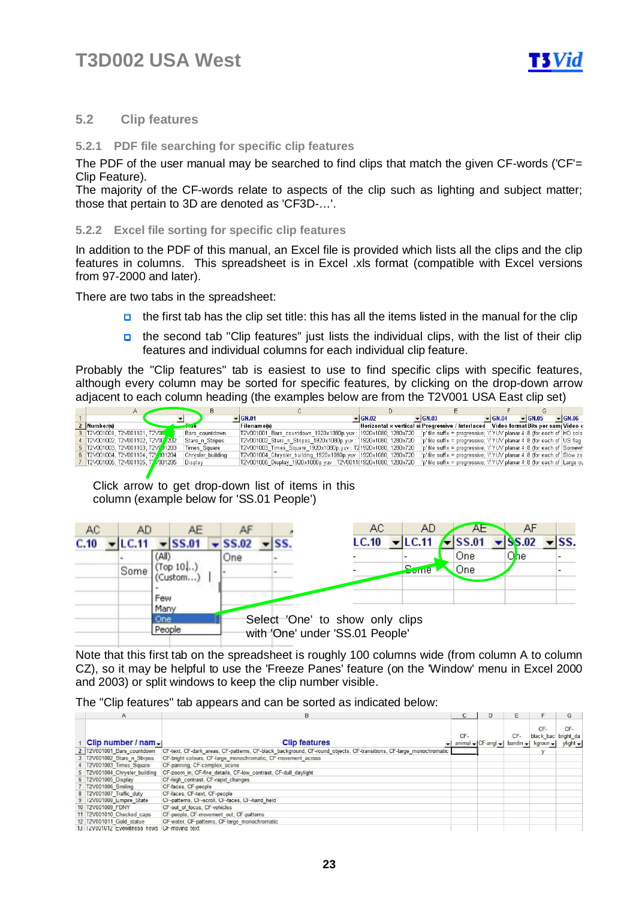## 5.2 Clip features

### 5.2.1 PDF file searching for specific clip features

The PDF of the user manual may be searched to find clips that match the given CF-words ('CF'= Clip Feature).
The majority of the CF-words relate to aspects of the clip such as lighting and subject matter; those that pertain to 3D are denoted as 'CF3D-…'.

### 5.2.2 Excel file sorting for specific clip features

In addition to the PDF of this manual, an Excel file is provided which lists all the clips and the clip features in columns. This spreadsheet is in Excel .xls format (compatible with Excel versions from 97-2000 and later).

There are two tabs in the spreadsheet:

- the first tab has the clip set title: this has all the items listed in the manual for the clip
- the second tab "Clip features" just lists the individual clips, with the list of their clip features and individual columns for each individual clip feature.

Probably the "Clip features" tab is easiest to use to find specific clips with specific features, although every column may be sorted for specific features, by clicking on the drop-down arrow adjacent to each column heading (the examples below are from the T2V001 USA East clip set)

Click arrow to get drop-down list of items in this column (example below for 'SS.01 People')

Select 'One' to show only clips with 'One' under 'SS.01 People'

Note that this first tab on the spreadsheet is roughly 100 columns wide (from column A to column CZ), so it may be helpful to use the 'Freeze Panes' feature (on the 'Window' menu in Excel 2000 and 2003) or split windows to keep the clip number visible.

The "Clip features" tab appears and can be sorted as indicated below: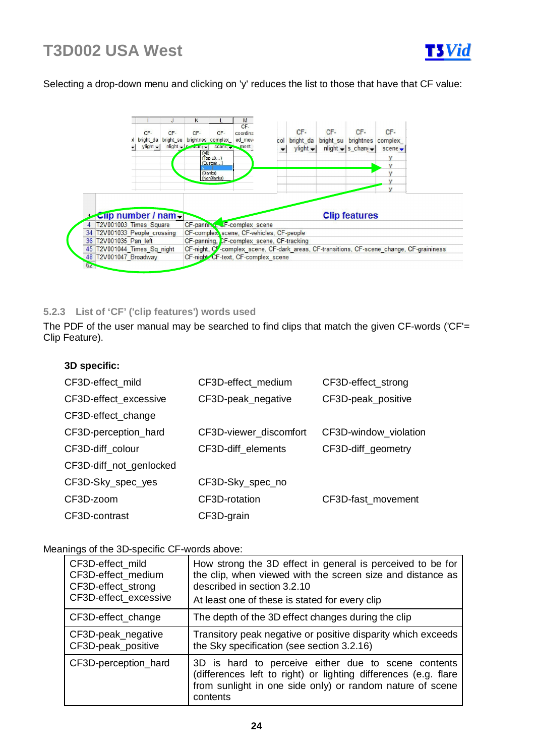Selecting a drop-down menu and clicking on 'y' reduces the list to those that have that CF value:

### 5.2.3 List of 'CF' ('clip features') words used

The PDF of the user manual may be searched to find clips that match the given CF-words ('CF'= Clip Feature).

**3D specific:**

| | | |
|---|---|---|
| CF3D-effect_mild | CF3D-effect_medium | CF3D-effect_strong |
| CF3D-effect_excessive | CF3D-peak_negative | CF3D-peak_positive |
| CF3D-effect_change | | |
| CF3D-perception_hard | CF3D-viewer_discomfort | CF3D-window_violation |
| CF3D-diff_colour | CF3D-diff_elements | CF3D-diff_geometry |
| CF3D-diff_not_genlocked | | |
| CF3D-Sky_spec_yes | CF3D-Sky_spec_no | |
| CF3D-zoom | CF3D-rotation | CF3D-fast_movement |
| CF3D-contrast | CF3D-grain | |

Meanings of the 3D-specific CF-words above:

| | |
|---|---|
| CF3D-effect_mild<br>CF3D-effect_medium<br>CF3D-effect_strong<br>CF3D-effect_excessive | How strong the 3D effect in general is perceived to be for the clip, when viewed with the screen size and distance as described in section 3.2.10<br>At least one of these is stated for every clip |
| CF3D-effect_change | The depth of the 3D effect changes during the clip |
| CF3D-peak_negative<br>CF3D-peak_positive | Transitory peak negative or positive disparity which exceeds the Sky specification (see section 3.2.16) |
| CF3D-perception_hard | 3D is hard to perceive either due to scene contents (differences left to right) or lighting differences (e.g. flare from sunlight in one side only) or random nature of scene contents |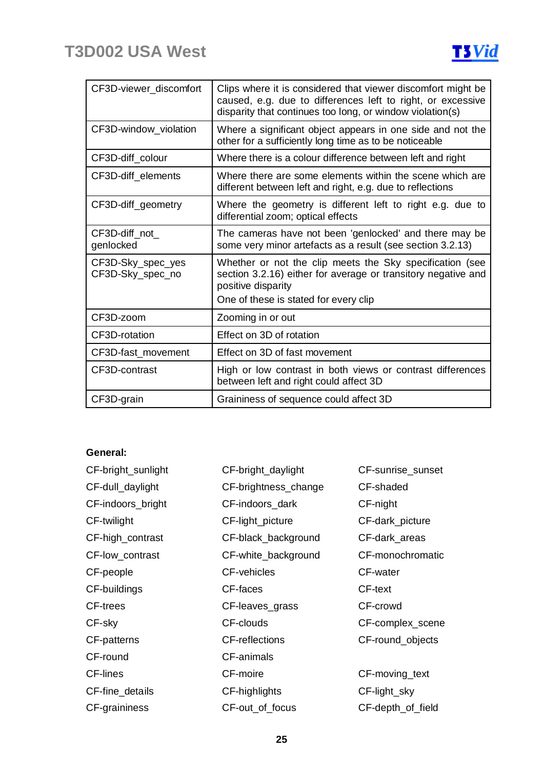| | |
|---|---|
| CF3D-viewer_discomfort | Clips where it is considered that viewer discomfort might be caused, e.g. due to differences left to right, or excessive disparity that continues too long, or window violation(s) |
| CF3D-window_violation | Where a significant object appears in one side and not the other for a sufficiently long time as to be noticeable |
| CF3D-diff_colour | Where there is a colour difference between left and right |
| CF3D-diff_elements | Where there are some elements within the scene which are different between left and right, e.g. due to reflections |
| CF3D-diff_geometry | Where the geometry is different left to right e.g. due to differential zoom; optical effects |
| CF3D-diff_not_ genlocked | The cameras have not been 'genlocked' and there may be some very minor artefacts as a result (see section 3.2.13) |
| CF3D-Sky_spec_yes CF3D-Sky_spec_no | Whether or not the clip meets the Sky specification (see section 3.2.16) either for average or transitory negative and positive disparity One of these is stated for every clip |
| CF3D-zoom | Zooming in or out |
| CF3D-rotation | Effect on 3D of rotation |
| CF3D-fast_movement | Effect on 3D of fast movement |
| CF3D-contrast | High or low contrast in both views or contrast differences between left and right could affect 3D |
| CF3D-grain | Graininess of sequence could affect 3D |

**General:**

| | | |
|---|---|---|
| CF-bright_sunlight | CF-bright_daylight | CF-sunrise_sunset |
| CF-dull_daylight | CF-brightness_change | CF-shaded |
| CF-indoors_bright | CF-indoors_dark | CF-night |
| CF-twilight | CF-light_picture | CF-dark_picture |
| CF-high_contrast | CF-black_background | CF-dark_areas |
| CF-low_contrast | CF-white_background | CF-monochromatic |
| CF-people | CF-vehicles | CF-water |
| CF-buildings | CF-faces | CF-text |
| CF-trees | CF-leaves_grass | CF-crowd |
| CF-sky | CF-clouds | CF-complex_scene |
| CF-patterns | CF-reflections | CF-round_objects |
| CF-round | CF-animals | |
| CF-lines | CF-moire | CF-moving_text |
| CF-fine_details | CF-highlights | CF-light_sky |
| CF-graininess | CF-out_of_focus | CF-depth_of_field |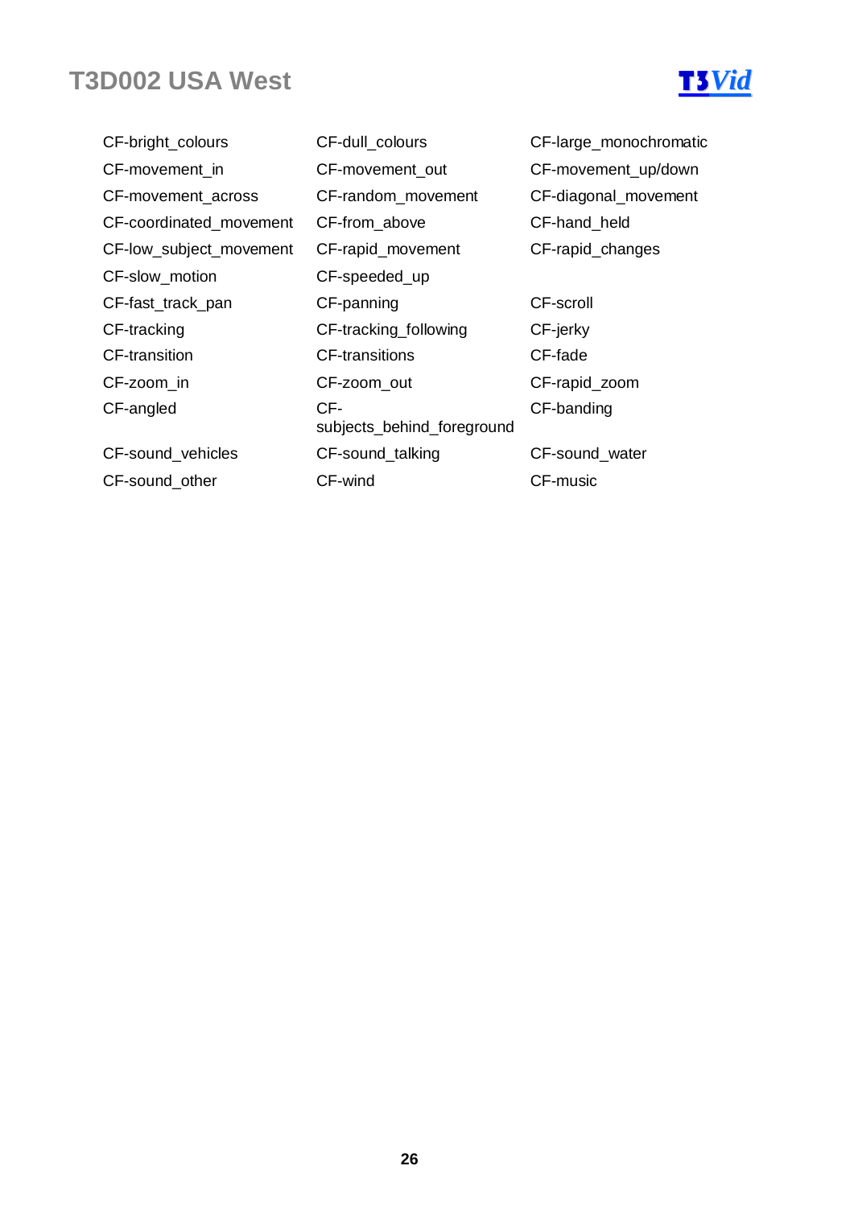CF-bright_colours
CF-dull_colours
CF-large_monochromatic
CF-movement_in
CF-movement_out
CF-movement_up/down
CF-movement_across
CF-random_movement
CF-diagonal_movement
CF-coordinated_movement
CF-from_above
CF-hand_held
CF-low_subject_movement
CF-rapid_movement
CF-rapid_changes
CF-slow_motion
CF-speeded_up
CF-fast_track_pan
CF-panning
CF-scroll
CF-tracking
CF-tracking_following
CF-jerky
CF-transition
CF-transitions
CF-fade
CF-zoom_in
CF-zoom_out
CF-rapid_zoom
CF-angled
CF-subjects_behind_foreground
CF-banding
CF-sound_vehicles
CF-sound_talking
CF-sound_water
CF-sound_other
CF-wind
CF-music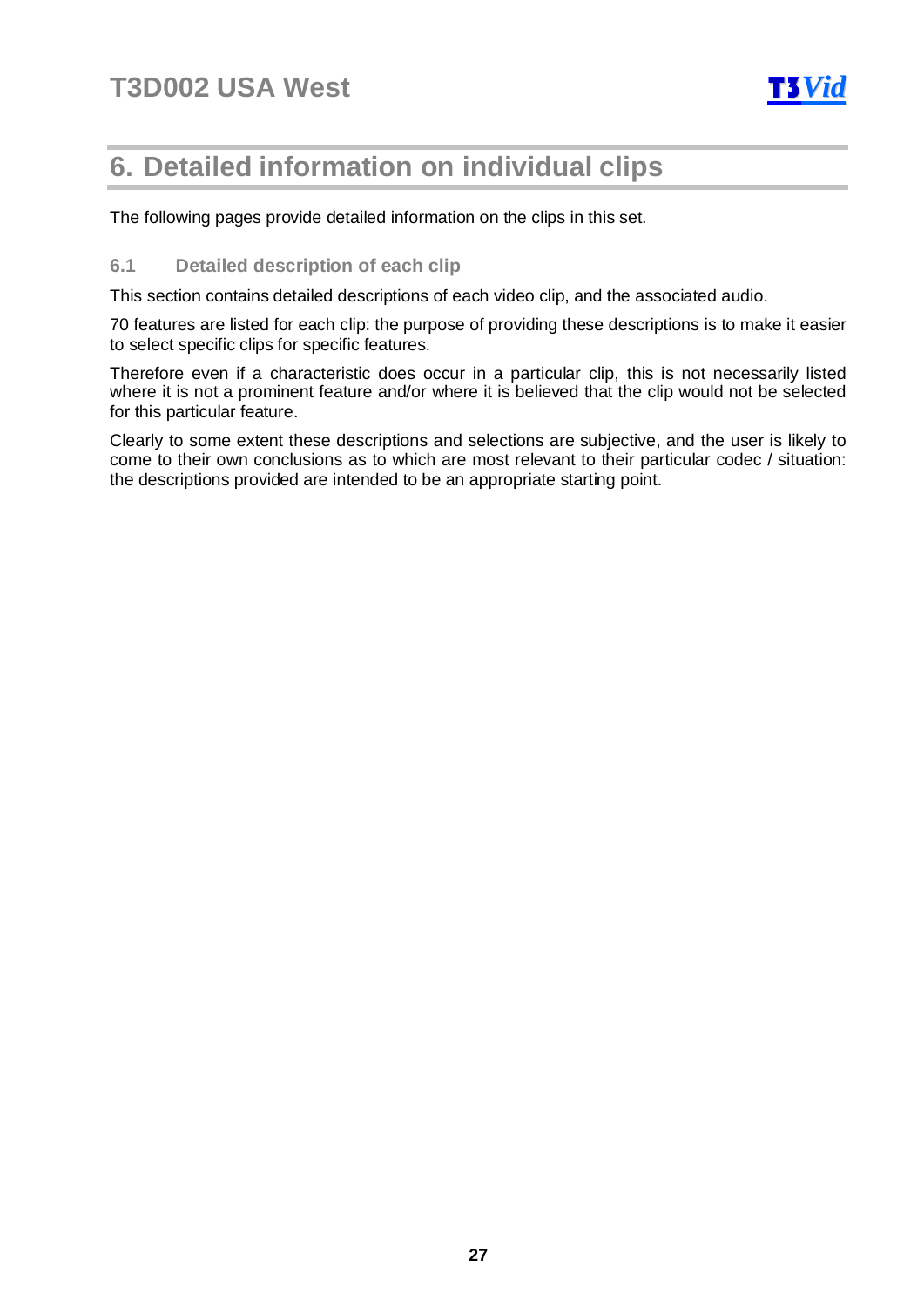# 6. Detailed information on individual clips

The following pages provide detailed information on the clips in this set.

## 6.1 Detailed description of each clip

This section contains detailed descriptions of each video clip, and the associated audio.

70 features are listed for each clip: the purpose of providing these descriptions is to make it easier to select specific clips for specific features.

Therefore even if a characteristic does occur in a particular clip, this is not necessarily listed where it is not a prominent feature and/or where it is believed that the clip would not be selected for this particular feature.

Clearly to some extent these descriptions and selections are subjective, and the user is likely to come to their own conclusions as to which are most relevant to their particular codec / situation: the descriptions provided are intended to be an appropriate starting point.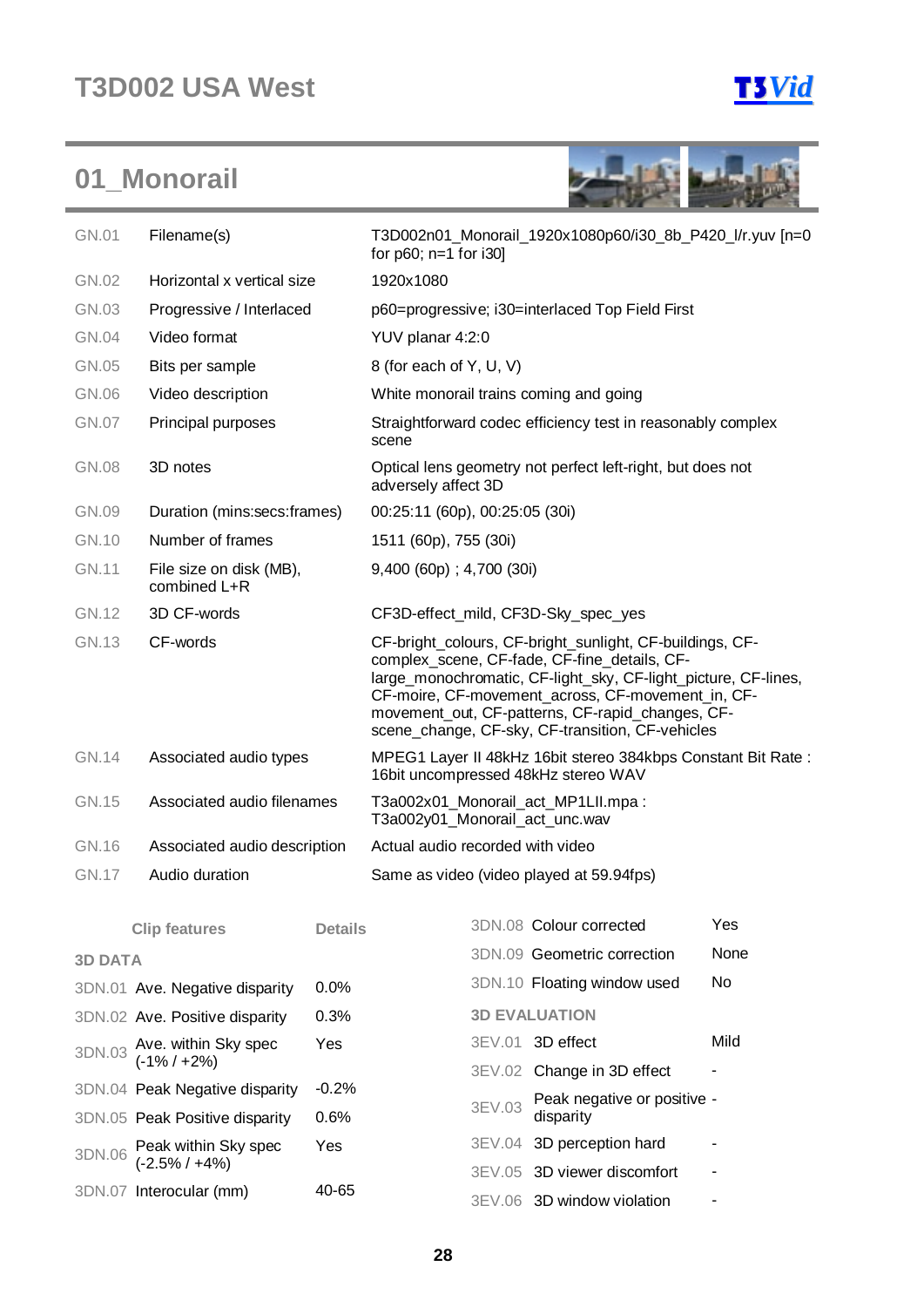# T3D002 USA West

T3Vid

## 01_Monorail

| | | |
|---|---|---|
| GN.01 | Filename(s) | T3D002n01_Monorail_1920x1080p60/i30_8b_P420_l/r.yuv [n=0 for p60; n=1 for i30] |
| GN.02 | Horizontal x vertical size | 1920x1080 |
| GN.03 | Progressive / Interlaced | p60=progressive; i30=interlaced Top Field First |
| GN.04 | Video format | YUV planar 4:2:0 |
| GN.05 | Bits per sample | 8 (for each of Y, U, V) |
| GN.06 | Video description | White monorail trains coming and going |
| GN.07 | Principal purposes | Straightforward codec efficiency test in reasonably complex scene |
| GN.08 | 3D notes | Optical lens geometry not perfect left-right, but does not adversely affect 3D |
| GN.09 | Duration (mins:secs:frames) | 00:25:11 (60p), 00:25:05 (30i) |
| GN.10 | Number of frames | 1511 (60p), 755 (30i) |
| GN.11 | File size on disk (MB), combined L+R | 9,400 (60p) ; 4,700 (30i) |
| GN.12 | 3D CF-words | CF3D-effect_mild, CF3D-Sky_spec_yes |
| GN.13 | CF-words | CF-bright_colours, CF-bright_sunlight, CF-buildings, CF-complex_scene, CF-fade, CF-fine_details, CF-large_monochromatic, CF-light_sky, CF-light_picture, CF-lines, CF-moire, CF-movement_across, CF-movement_in, CF-movement_out, CF-patterns, CF-rapid_changes, CF-scene_change, CF-sky, CF-transition, CF-vehicles |
| GN.14 | Associated audio types | MPEG1 Layer II 48kHz 16bit stereo 384kbps Constant Bit Rate : 16bit uncompressed 48kHz stereo WAV |
| GN.15 | Associated audio filenames | T3a002x01_Monorail_act_MP1LII.mpa : T3a002y01_Monorail_act_unc.wav |
| GN.16 | Associated audio description | Actual audio recorded with video |
| GN.17 | Audio duration | Same as video (video played at 59.94fps) |

| | Clip features | Details |
|---|---|---|
| **3D DATA** | | |
| 3DN.01 | Ave. Negative disparity | 0.0% |
| 3DN.02 | Ave. Positive disparity | 0.3% |
| 3DN.03 | Ave. within Sky spec (-1% / +2%) | Yes |
| 3DN.04 | Peak Negative disparity | -0.2% |
| 3DN.05 | Peak Positive disparity | 0.6% |
| 3DN.06 | Peak within Sky spec (-2.5% / +4%) | Yes |
| 3DN.07 | Interocular (mm) | 40-65 |
| 3DN.08 | Colour corrected | Yes |
| 3DN.09 | Geometric correction | None |
| 3DN.10 | Floating window used | No |
| **3D EVALUATION** | | |
| 3EV.01 | 3D effect | Mild |
| 3EV.02 | Change in 3D effect | - |
| 3EV.03 | Peak negative or positive disparity | - |
| 3EV.04 | 3D perception hard | - |
| 3EV.05 | 3D viewer discomfort | - |
| 3EV.06 | 3D window violation | - |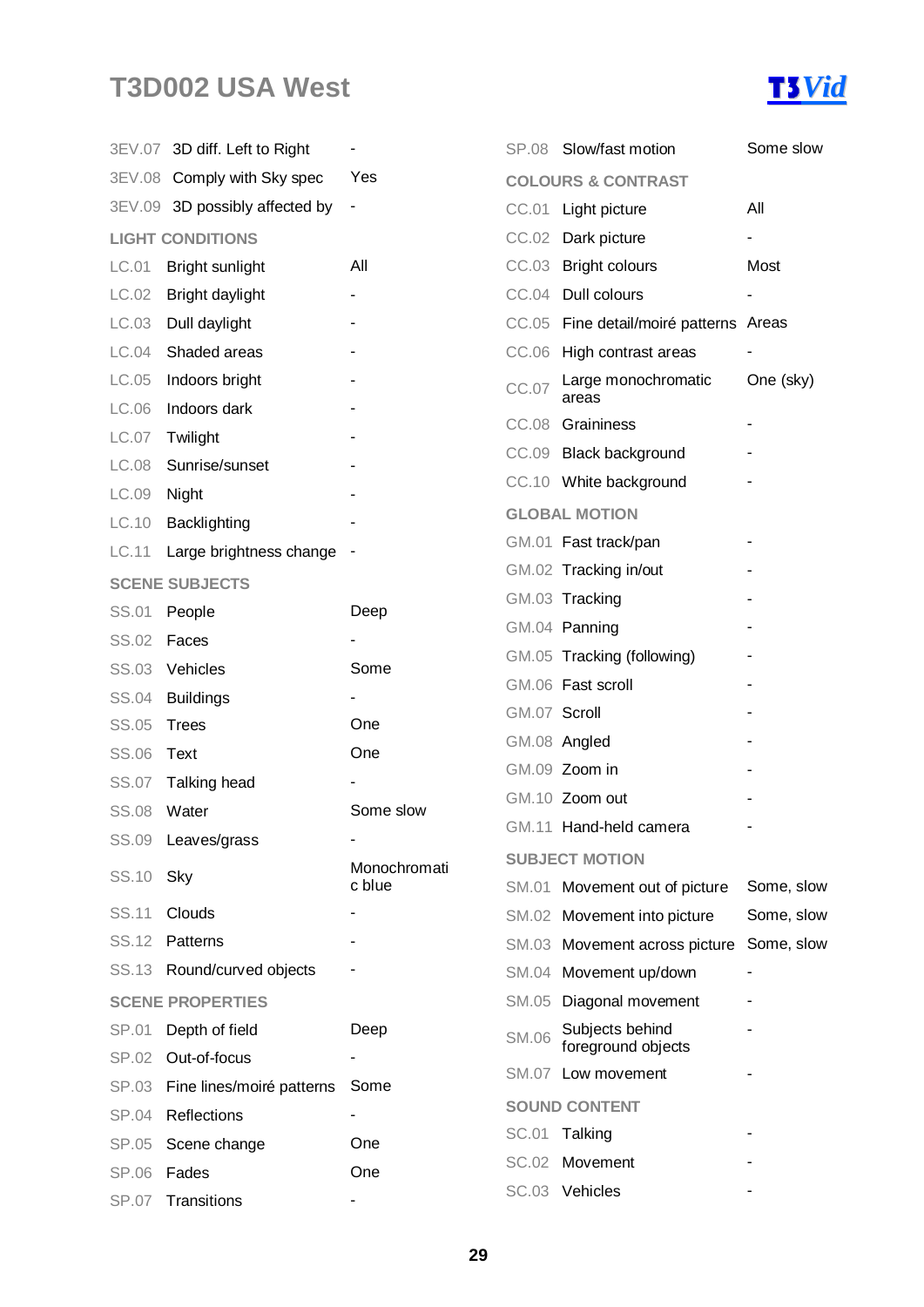# T3D002 USA West

| | | |
|---|---|---|
| 3EV.07 | 3D diff. Left to Right | - |
| 3EV.08 | Comply with Sky spec | Yes |
| 3EV.09 | 3D possibly affected by | - |

## LIGHT CONDITIONS

| | | |
|---|---|---|
| LC.01 | Bright sunlight | All |
| LC.02 | Bright daylight | - |
| LC.03 | Dull daylight | - |
| LC.04 | Shaded areas | - |
| LC.05 | Indoors bright | - |
| LC.06 | Indoors dark | - |
| LC.07 | Twilight | - |
| LC.08 | Sunrise/sunset | - |
| LC.09 | Night | - |
| LC.10 | Backlighting | - |
| LC.11 | Large brightness change | - |

## SCENE SUBJECTS

| | | |
|---|---|---|
| SS.01 | People | Deep |
| SS.02 | Faces | - |
| SS.03 | Vehicles | Some |
| SS.04 | Buildings | - |
| SS.05 | Trees | One |
| SS.06 | Text | One |
| SS.07 | Talking head | - |
| SS.08 | Water | Some slow |
| SS.09 | Leaves/grass | - |
| SS.10 | Sky | Monochromatic blue |
| SS.11 | Clouds | - |
| SS.12 | Patterns | - |
| SS.13 | Round/curved objects | - |

## SCENE PROPERTIES

| | | |
|---|---|---|
| SP.01 | Depth of field | Deep |
| SP.02 | Out-of-focus | - |
| SP.03 | Fine lines/moiré patterns | Some |
| SP.04 | Reflections | - |
| SP.05 | Scene change | One |
| SP.06 | Fades | One |
| SP.07 | Transitions | - |
| SP.08 | Slow/fast motion | Some slow |

## COLOURS & CONTRAST

| | | |
|---|---|---|
| CC.01 | Light picture | All |
| CC.02 | Dark picture | - |
| CC.03 | Bright colours | Most |
| CC.04 | Dull colours | - |
| CC.05 | Fine detail/moiré patterns | Areas |
| CC.06 | High contrast areas | - |
| CC.07 | Large monochromatic areas | One (sky) |
| CC.08 | Graininess | - |
| CC.09 | Black background | - |
| CC.10 | White background | - |

## GLOBAL MOTION

| | | |
|---|---|---|
| GM.01 | Fast track/pan | - |
| GM.02 | Tracking in/out | - |
| GM.03 | Tracking | - |
| GM.04 | Panning | - |
| GM.05 | Tracking (following) | - |
| GM.06 | Fast scroll | - |
| GM.07 | Scroll | - |
| GM.08 | Angled | - |
| GM.09 | Zoom in | - |
| GM.10 | Zoom out | - |
| GM.11 | Hand-held camera | - |

## SUBJECT MOTION

| | | |
|---|---|---|
| SM.01 | Movement out of picture | Some, slow |
| SM.02 | Movement into picture | Some, slow |
| SM.03 | Movement across picture | Some, slow |
| SM.04 | Movement up/down | - |
| SM.05 | Diagonal movement | - |
| SM.06 | Subjects behind foreground objects | - |
| SM.07 | Low movement | - |

## SOUND CONTENT

| | | |
|---|---|---|
| SC.01 | Talking | - |
| SC.02 | Movement | - |
| SC.03 | Vehicles | - |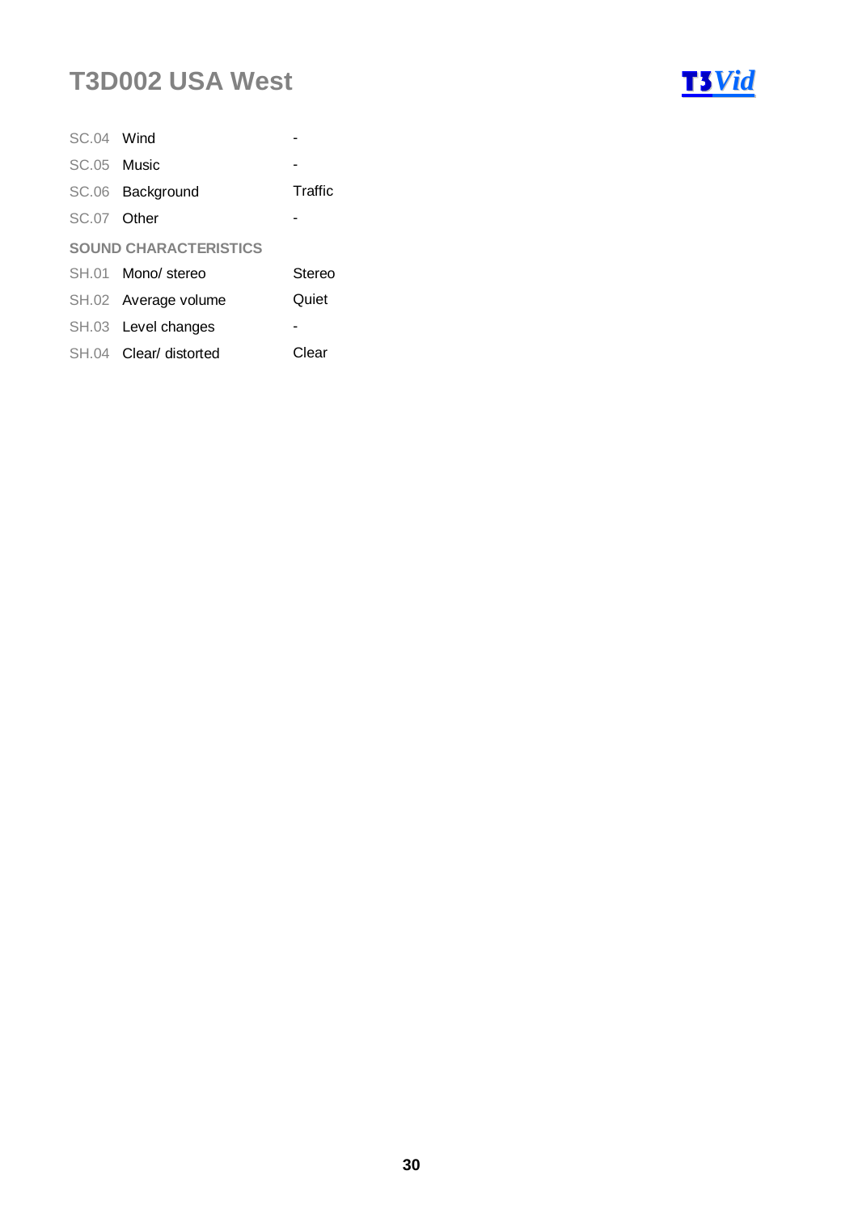| | | |
|---|---|---|
| SC.04 | Wind | - |
| SC.05 | Music | - |
| SC.06 | Background | Traffic |
| SC.07 | Other | - |

**SOUND CHARACTERISTICS**

| | | |
|---|---|---|
| SH.01 | Mono/ stereo | Stereo |
| SH.02 | Average volume | Quiet |
| SH.03 | Level changes | - |
| SH.04 | Clear/ distorted | Clear |